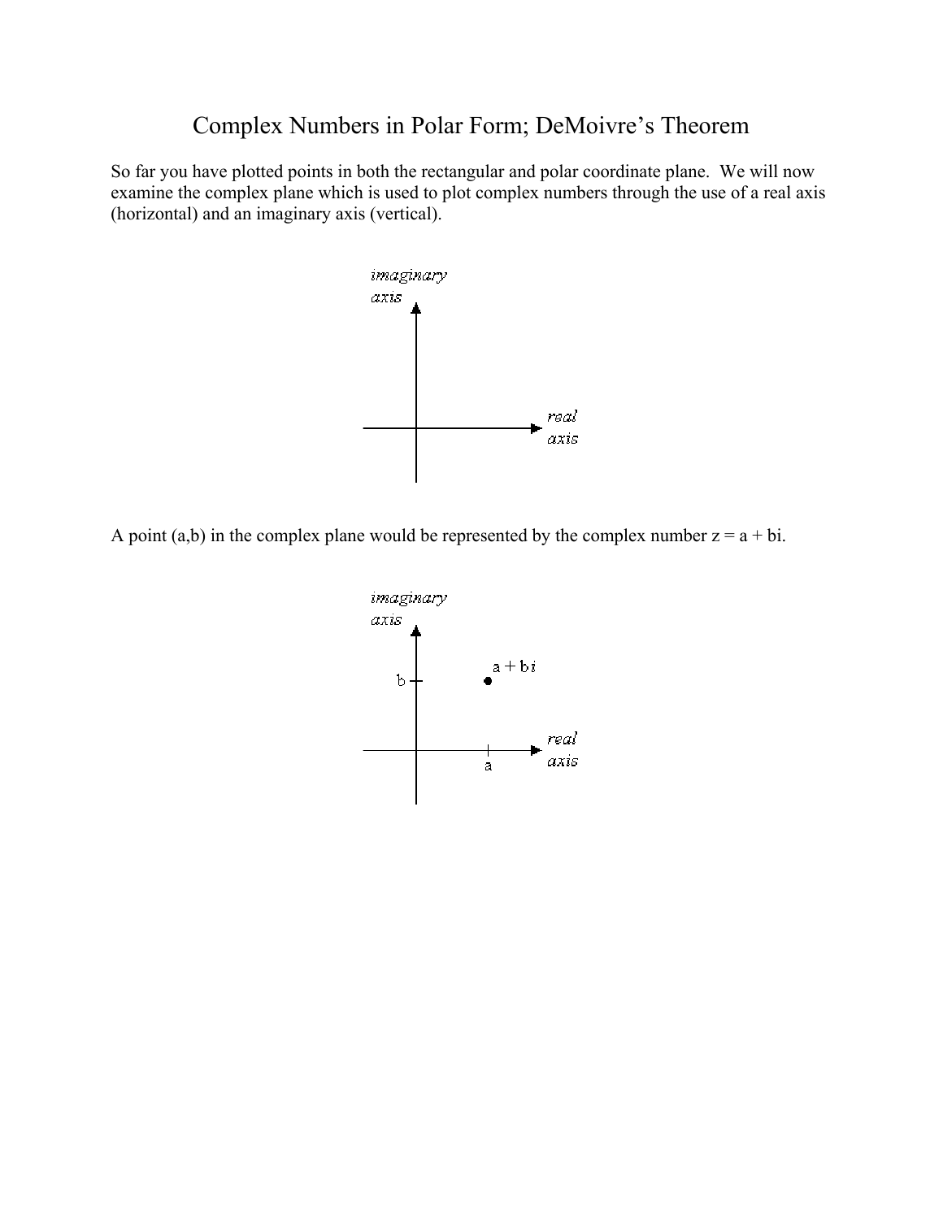# Complex Numbers in Polar Form; DeMoivre's Theorem

So far you have plotted points in both the rectangular and polar coordinate plane. We will now examine the complex plane which is used to plot complex numbers through the use of a real axis (horizontal) and an imaginary axis (vertical).

A point (a,b) in the complex plane would be represented by the complex number $z = a + bi$.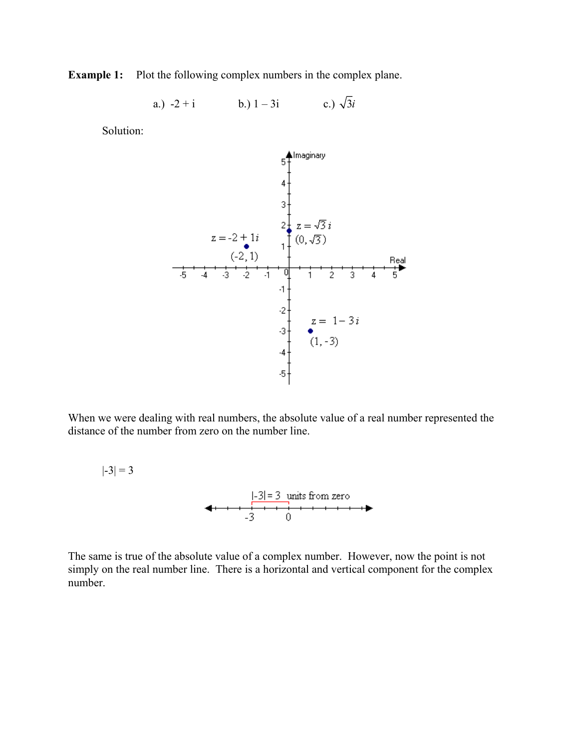**Example 1:** Plot the following complex numbers in the complex plane.

a.) $-2 + i$ b.) $1 - 3i$ c.) $\sqrt{3}i$

Solution:

When we were dealing with real numbers, the absolute value of a real number represented the distance of the number from zero on the number line.

$|-3| = 3$

The same is true of the absolute value of a complex number. However, now the point is not simply on the real number line. There is a horizontal and vertical component for the complex number.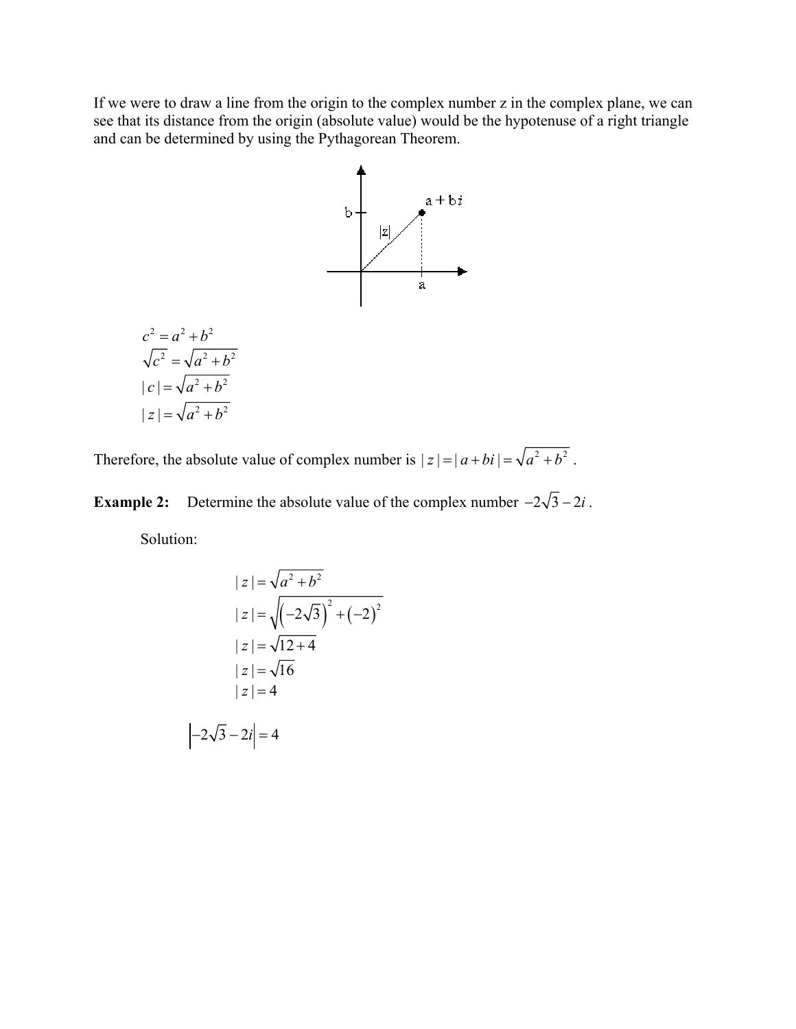If we were to draw a line from the origin to the complex number z in the complex plane, we can see that its distance from the origin (absolute value) would be the hypotenuse of a right triangle and can be determined by using the Pythagorean Theorem.

$$c^2 = a^2 + b^2$$
$$\sqrt{c^2} = \sqrt{a^2 + b^2}$$
$$|c| = \sqrt{a^2 + b^2}$$
$$|z| = \sqrt{a^2 + b^2}$$

Therefore, the absolute value of complex number is $|z| = |a + bi| = \sqrt{a^2 + b^2}$ .

**Example 2:** Determine the absolute value of the complex number $-2\sqrt{3} - 2i$ .

Solution:

$$|z| = \sqrt{a^2 + b^2}$$
$$|z| = \sqrt{\left(-2\sqrt{3}\right)^2 + \left(-2\right)^2}$$
$$|z| = \sqrt{12 + 4}$$
$$|z| = \sqrt{16}$$
$$|z| = 4$$

$$\left|-2\sqrt{3} - 2i\right| = 4$$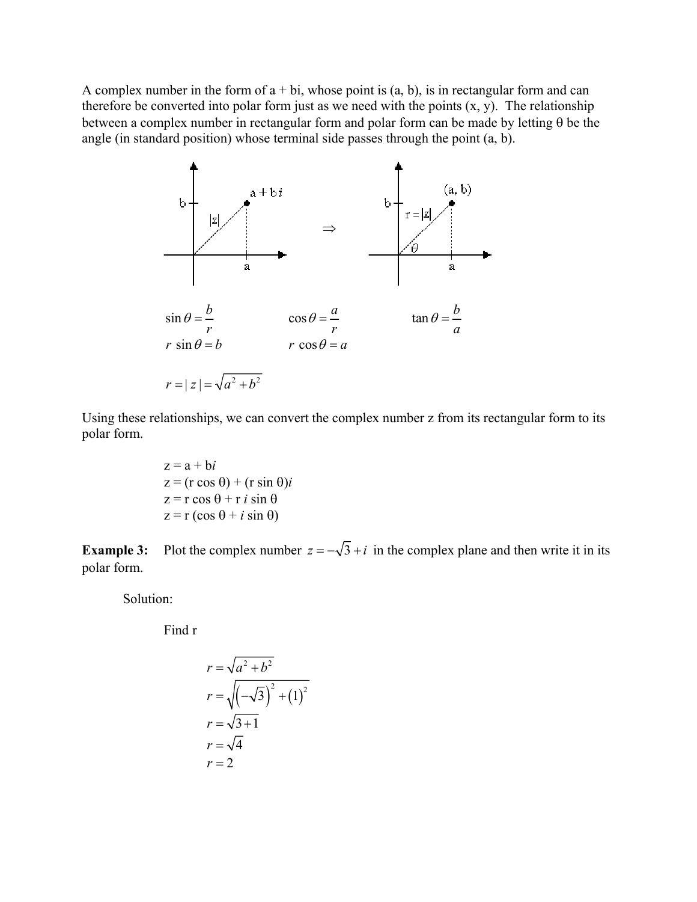A complex number in the form of a + bi, whose point is (a, b), is in rectangular form and can therefore be converted into polar form just as we need with the points (x, y). The relationship between a complex number in rectangular form and polar form can be made by letting θ be the angle (in standard position) whose terminal side passes through the point (a, b).

$$\sin\theta = \frac{b}{r} \qquad \cos\theta = \frac{a}{r} \qquad \tan\theta = \frac{b}{a}$$

$$r\,\sin\theta = b \qquad r\,\cos\theta = a$$

$$r = |z| = \sqrt{a^2 + b^2}$$

Using these relationships, we can convert the complex number z from its rectangular form to its polar form.

$$z = a + bi$$
$$z = (r\cos\theta) + (r\sin\theta)i$$
$$z = r\cos\theta + r\,i\sin\theta$$
$$z = r(\cos\theta + i\sin\theta)$$

**Example 3:** Plot the complex number $z = -\sqrt{3} + i$ in the complex plane and then write it in its polar form.

Solution:

Find r

$$r = \sqrt{a^2 + b^2}$$
$$r = \sqrt{\left(-\sqrt{3}\right)^2 + \left(1\right)^2}$$
$$r = \sqrt{3 + 1}$$
$$r = \sqrt{4}$$
$$r = 2$$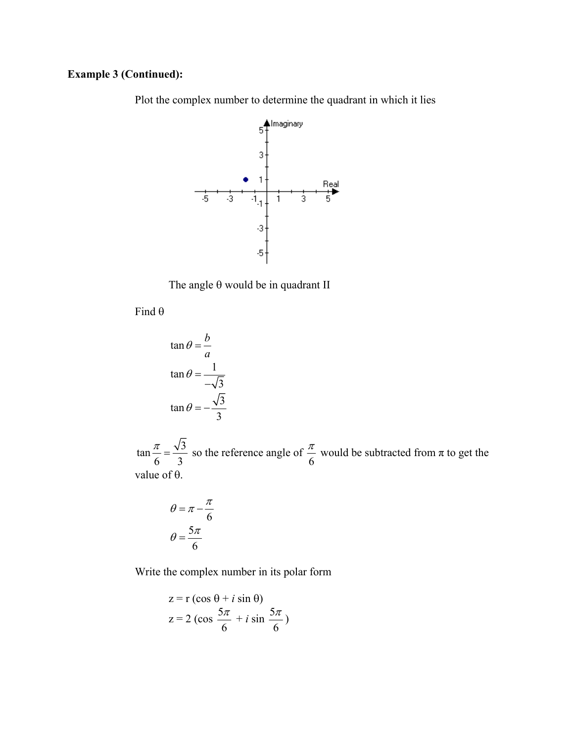**Example 3 (Continued):**

Plot the complex number to determine the quadrant in which it lies

The angle θ would be in quadrant II

Find θ

$$\tan\theta = \frac{b}{a}$$

$$\tan\theta = \frac{1}{-\sqrt{3}}$$

$$\tan\theta = -\frac{\sqrt{3}}{3}$$

$\tan\frac{\pi}{6} = \frac{\sqrt{3}}{3}$ so the reference angle of $\frac{\pi}{6}$ would be subtracted from π to get the value of θ.

$$\theta = \pi - \frac{\pi}{6}$$

$$\theta = \frac{5\pi}{6}$$

Write the complex number in its polar form

$$z = r(\cos\theta + i\sin\theta)$$

$$z = 2\left(\cos\frac{5\pi}{6} + i\sin\frac{5\pi}{6}\right)$$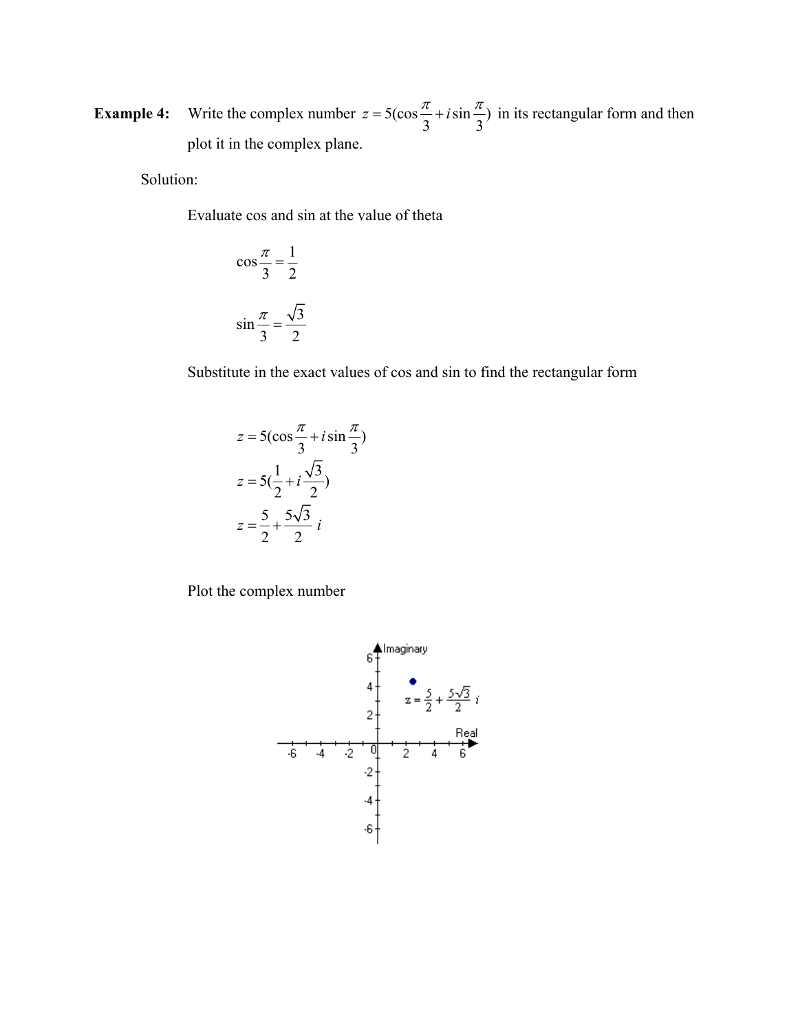**Example 4:** Write the complex number $z = 5(\cos\frac{\pi}{3} + i\sin\frac{\pi}{3})$ in its rectangular form and then plot it in the complex plane.

Solution:

Evaluate cos and sin at the value of theta

$$\cos\frac{\pi}{3} = \frac{1}{2}$$

$$\sin\frac{\pi}{3} = \frac{\sqrt{3}}{2}$$

Substitute in the exact values of cos and sin to find the rectangular form

$$z = 5(\cos\frac{\pi}{3} + i\sin\frac{\pi}{3})$$
$$z = 5(\frac{1}{2} + i\frac{\sqrt{3}}{2})$$
$$z = \frac{5}{2} + \frac{5\sqrt{3}}{2}i$$

Plot the complex number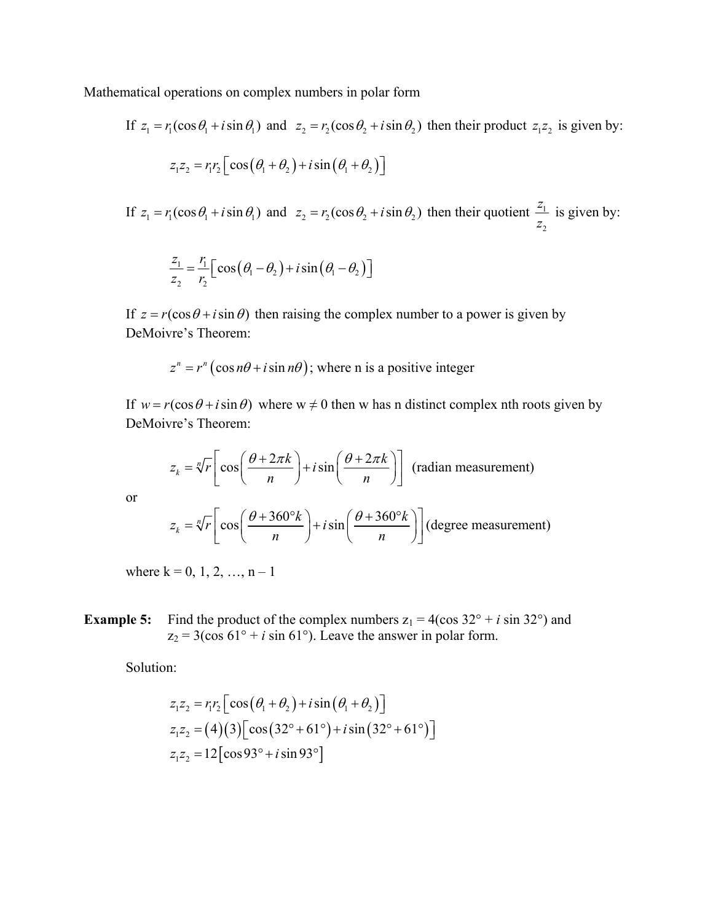Mathematical operations on complex numbers in polar form

If $z_1 = r_1(\cos\theta_1 + i\sin\theta_1)$ and $z_2 = r_2(\cos\theta_2 + i\sin\theta_2)$ then their product $z_1 z_2$ is given by:

$$z_1 z_2 = r_1 r_2 \left[\cos\left(\theta_1 + \theta_2\right) + i\sin\left(\theta_1 + \theta_2\right)\right]$$

If $z_1 = r_1(\cos\theta_1 + i\sin\theta_1)$ and $z_2 = r_2(\cos\theta_2 + i\sin\theta_2)$ then their quotient $\dfrac{z_1}{z_2}$ is given by:

$$\frac{z_1}{z_2} = \frac{r_1}{r_2}\left[\cos\left(\theta_1 - \theta_2\right) + i\sin\left(\theta_1 - \theta_2\right)\right]$$

If $z = r(\cos\theta + i\sin\theta)$ then raising the complex number to a power is given by DeMoivre's Theorem:

$$z^n = r^n\left(\cos n\theta + i\sin n\theta\right)\text{; where n is a positive integer}$$

If $w = r(\cos\theta + i\sin\theta)$ where w ≠ 0 then w has n distinct complex nth roots given by DeMoivre's Theorem:

$$z_k = \sqrt[n]{r}\left[\cos\left(\frac{\theta + 2\pi k}{n}\right) + i\sin\left(\frac{\theta + 2\pi k}{n}\right)\right] \text{ (radian measurement)}$$

or

$$z_k = \sqrt[n]{r}\left[\cos\left(\frac{\theta + 360^\circ k}{n}\right) + i\sin\left(\frac{\theta + 360^\circ k}{n}\right)\right] \text{(degree measurement)}$$

where k = 0, 1, 2, …, n – 1

**Example 5:** Find the product of the complex numbers $z_1 = 4(\cos 32^\circ + i\sin 32^\circ)$ and $z_2 = 3(\cos 61^\circ + i\sin 61^\circ)$. Leave the answer in polar form.

Solution:

$$z_1 z_2 = r_1 r_2 \left[\cos\left(\theta_1 + \theta_2\right) + i\sin\left(\theta_1 + \theta_2\right)\right]$$
$$z_1 z_2 = \left(4\right)\left(3\right)\left[\cos\left(32^\circ + 61^\circ\right) + i\sin\left(32^\circ + 61^\circ\right)\right]$$
$$z_1 z_2 = 12\left[\cos 93^\circ + i\sin 93^\circ\right]$$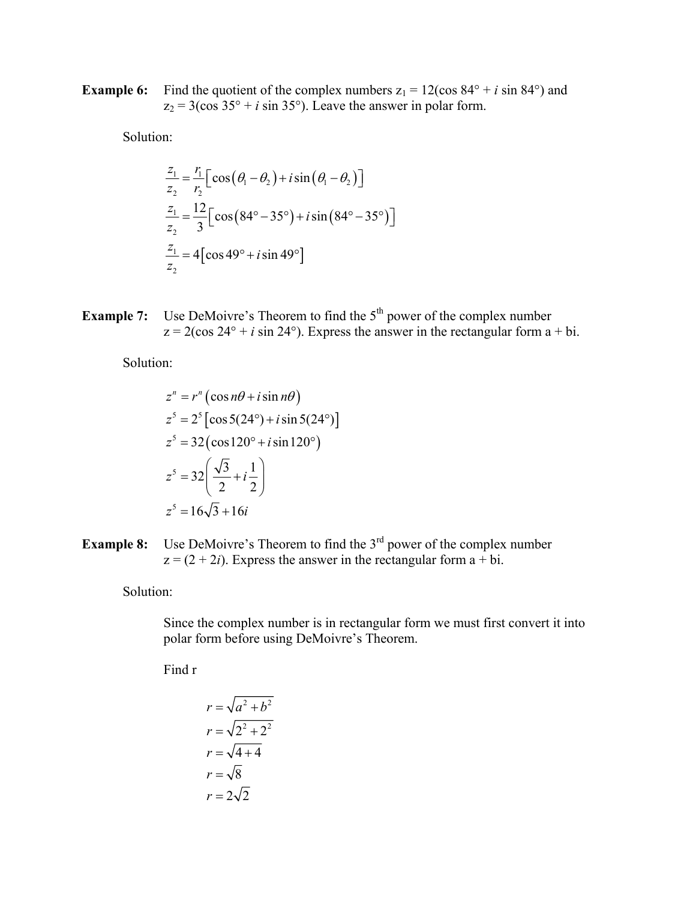**Example 6:** Find the quotient of the complex numbers $z_1 = 12(\cos 84° + i \sin 84°)$ and $z_2 = 3(\cos 35° + i \sin 35°)$. Leave the answer in polar form.

Solution:

$$\frac{z_1}{z_2} = \frac{r_1}{r_2}\left[\cos(\theta_1 - \theta_2) + i\sin(\theta_1 - \theta_2)\right]$$

$$\frac{z_1}{z_2} = \frac{12}{3}\left[\cos(84° - 35°) + i\sin(84° - 35°)\right]$$

$$\frac{z_1}{z_2} = 4\left[\cos 49° + i\sin 49°\right]$$

**Example 7:** Use DeMoivre's Theorem to find the 5th power of the complex number $z = 2(\cos 24° + i \sin 24°)$. Express the answer in the rectangular form a + bi.

Solution:

$$z^n = r^n\left(\cos n\theta + i\sin n\theta\right)$$

$$z^5 = 2^5\left[\cos 5(24°) + i\sin 5(24°)\right]$$

$$z^5 = 32\left(\cos 120° + i\sin 120°\right)$$

$$z^5 = 32\left(\frac{\sqrt{3}}{2} + i\frac{1}{2}\right)$$

$$z^5 = 16\sqrt{3} + 16i$$

**Example 8:** Use DeMoivre's Theorem to find the 3rd power of the complex number $z = (2 + 2i)$. Express the answer in the rectangular form a + bi.

Solution:

Since the complex number is in rectangular form we must first convert it into polar form before using DeMoivre's Theorem.

Find r

$$r = \sqrt{a^2 + b^2}$$

$$r = \sqrt{2^2 + 2^2}$$

$$r = \sqrt{4 + 4}$$

$$r = \sqrt{8}$$

$$r = 2\sqrt{2}$$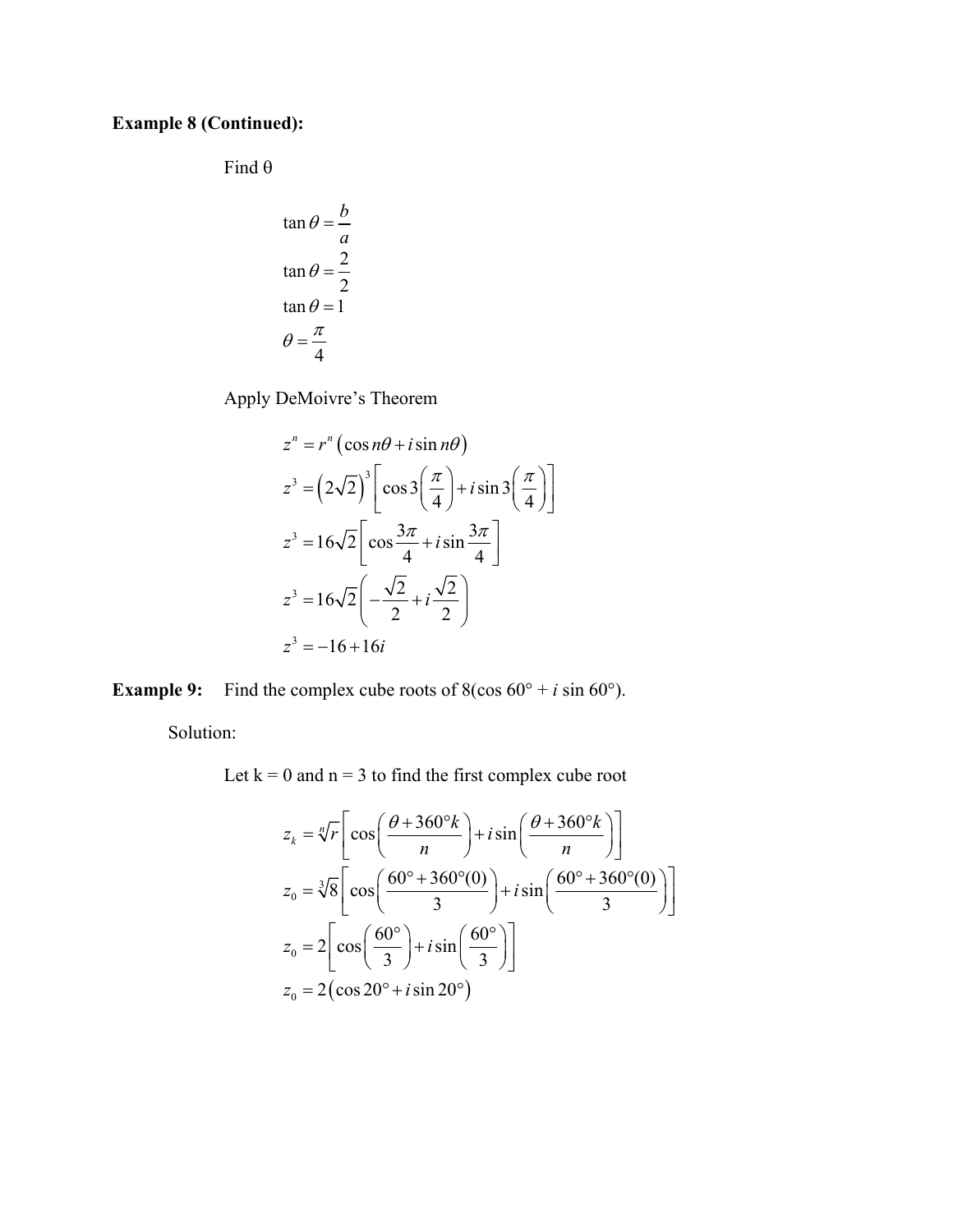**Example 8 (Continued):**

Find θ

$$\tan\theta = \frac{b}{a}$$
$$\tan\theta = \frac{2}{2}$$
$$\tan\theta = 1$$
$$\theta = \frac{\pi}{4}$$

Apply DeMoivre's Theorem

$$z^n = r^n\left(\cos n\theta + i\sin n\theta\right)$$
$$z^3 = \left(2\sqrt{2}\right)^3\left[\cos 3\left(\frac{\pi}{4}\right) + i\sin 3\left(\frac{\pi}{4}\right)\right]$$
$$z^3 = 16\sqrt{2}\left[\cos\frac{3\pi}{4} + i\sin\frac{3\pi}{4}\right]$$
$$z^3 = 16\sqrt{2}\left(-\frac{\sqrt{2}}{2} + i\frac{\sqrt{2}}{2}\right)$$
$$z^3 = -16 + 16i$$

**Example 9:** Find the complex cube roots of 8(cos 60° + *i* sin 60°).

Solution:

Let k = 0 and n = 3 to find the first complex cube root

$$z_k = \sqrt[n]{r}\left[\cos\left(\frac{\theta + 360°k}{n}\right) + i\sin\left(\frac{\theta + 360°k}{n}\right)\right]$$
$$z_0 = \sqrt[3]{8}\left[\cos\left(\frac{60° + 360°(0)}{3}\right) + i\sin\left(\frac{60° + 360°(0)}{3}\right)\right]$$
$$z_0 = 2\left[\cos\left(\frac{60°}{3}\right) + i\sin\left(\frac{60°}{3}\right)\right]$$
$$z_0 = 2\left(\cos 20° + i\sin 20°\right)$$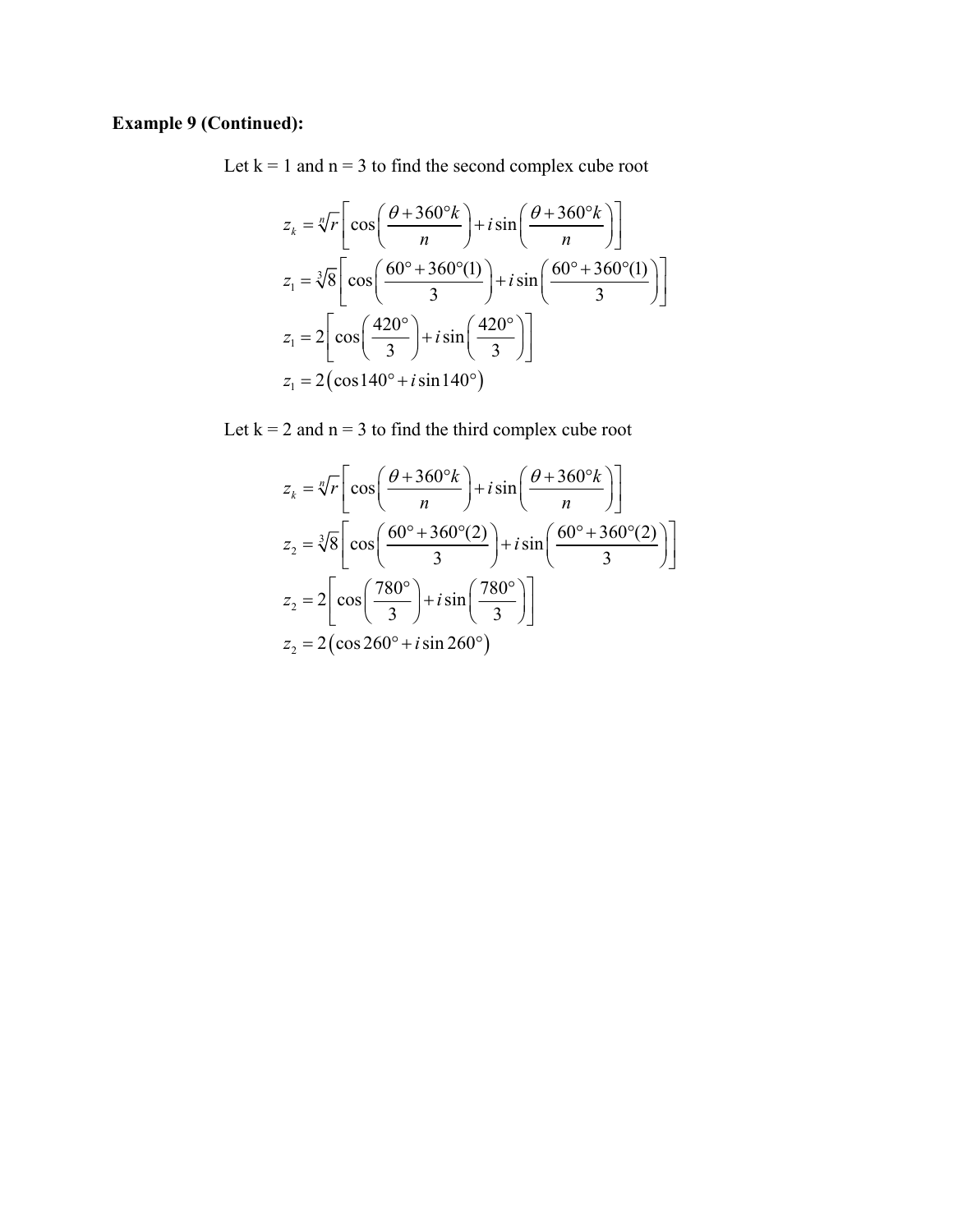**Example 9 (Continued):**

Let k = 1 and n = 3 to find the second complex cube root

$$
\begin{aligned}
z_k &= \sqrt[n]{r}\left[\cos\left(\frac{\theta + 360^\circ k}{n}\right) + i\sin\left(\frac{\theta + 360^\circ k}{n}\right)\right] \\
z_1 &= \sqrt[3]{8}\left[\cos\left(\frac{60^\circ + 360^\circ(1)}{3}\right) + i\sin\left(\frac{60^\circ + 360^\circ(1)}{3}\right)\right] \\
z_1 &= 2\left[\cos\left(\frac{420^\circ}{3}\right) + i\sin\left(\frac{420^\circ}{3}\right)\right] \\
z_1 &= 2\left(\cos 140^\circ + i\sin 140^\circ\right)
\end{aligned}
$$

Let k = 2 and n = 3 to find the third complex cube root

$$
\begin{aligned}
z_k &= \sqrt[n]{r}\left[\cos\left(\frac{\theta + 360^\circ k}{n}\right) + i\sin\left(\frac{\theta + 360^\circ k}{n}\right)\right] \\
z_2 &= \sqrt[3]{8}\left[\cos\left(\frac{60^\circ + 360^\circ(2)}{3}\right) + i\sin\left(\frac{60^\circ + 360^\circ(2)}{3}\right)\right] \\
z_2 &= 2\left[\cos\left(\frac{780^\circ}{3}\right) + i\sin\left(\frac{780^\circ}{3}\right)\right] \\
z_2 &= 2\left(\cos 260^\circ + i\sin 260^\circ\right)
\end{aligned}
$$